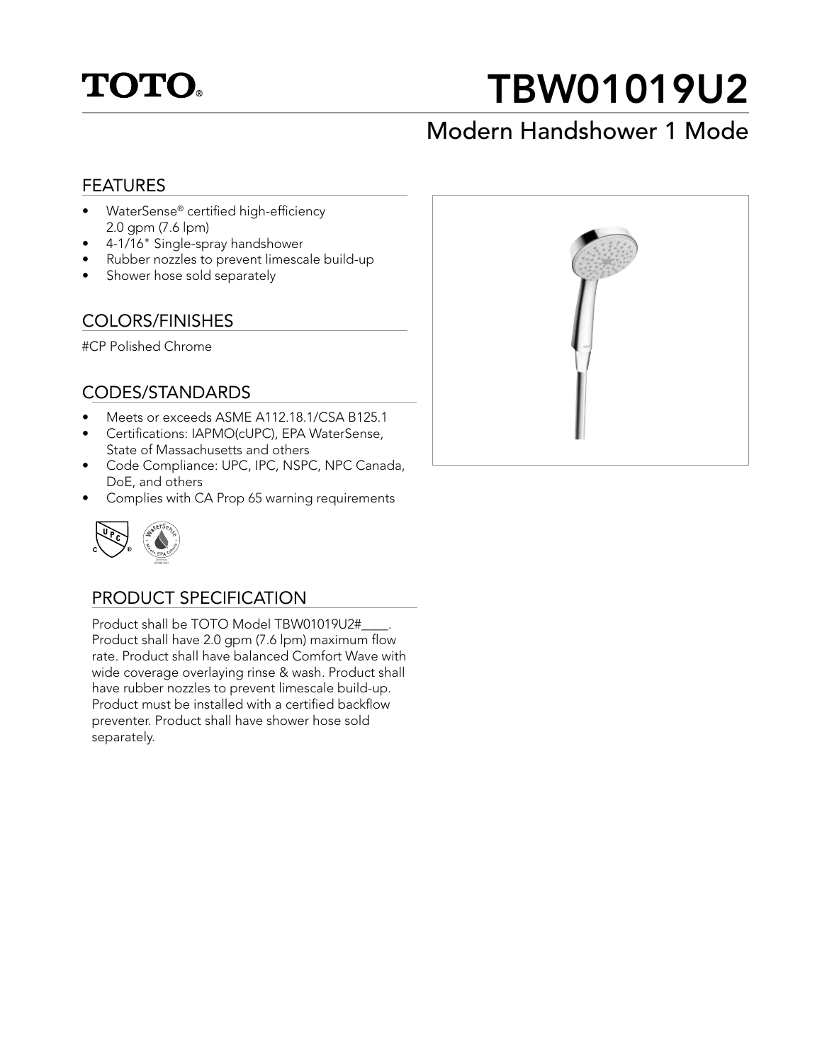# TOTO®

# TBW01019U2

## Modern Handshower 1 Mode

### FEATURES

- WaterSense® certified high-efficiency 2.0 gpm (7.6 lpm)
- 4-1/16" Single-spray handshower
- Rubber nozzles to prevent limescale build-up
- Shower hose sold separately

### COLORS/FINISHES

#CP Polished Chrome

### CODES/STANDARDS

- Meets or exceeds ASME A112.18.1/CSA B125.1
- Certifications: IAPMO(cUPC), EPA WaterSense, State of Massachusetts and others
- Code Compliance: UPC, IPC, NSPC, NPC Canada, DoE, and others
- Complies with CA Prop 65 warning requirements

### PRODUCT SPECIFICATION

Product shall be TOTO Model TBW01019U2#____. Product shall have 2.0 gpm (7.6 lpm) maximum flow rate. Product shall have balanced Comfort Wave with wide coverage overlaying rinse & wash. Product shall have rubber nozzles to prevent limescale build-up. Product must be installed with a certified backflow preventer. Product shall have shower hose sold separately.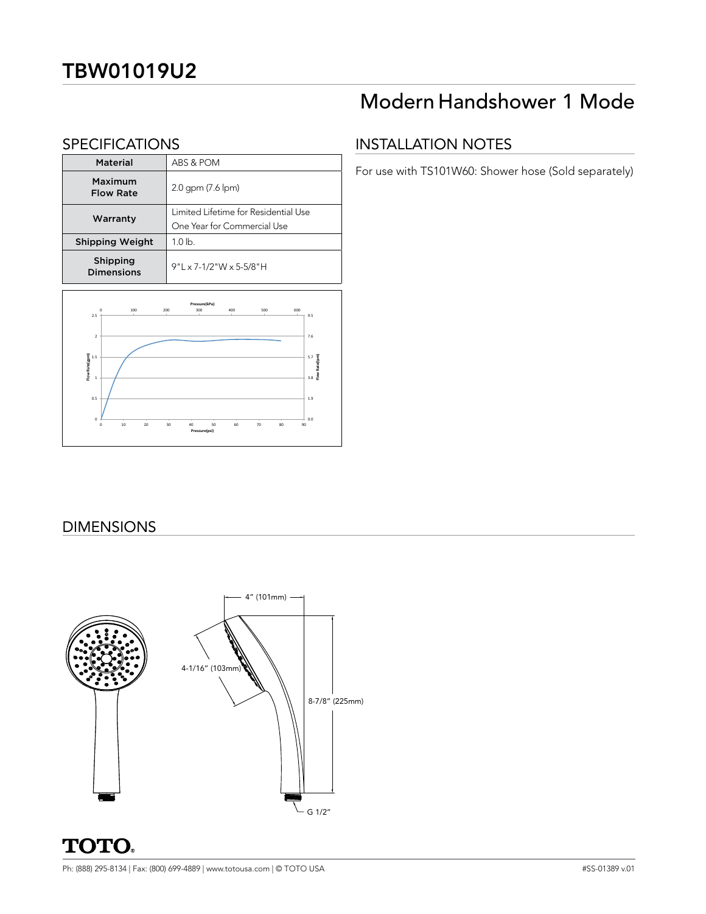# TBW01019U2

## Modern Handshower 1 Mode

### SPECIFICATIONS

| | |
|---|---|
| **Material** | ABS & POM |
| **Maximum Flow Rate** | 2.0 gpm (7.6 lpm) |
| **Warranty** | Limited Lifetime for Residential Use<br>One Year for Commercial Use |
| **Shipping Weight** | 1.0 lb. |
| **Shipping Dimensions** | 9"L x 7-1/2"W x 5-5/8"H |

Pressure(kPa)
0 100 200 300 400 500 600
Flow Rate(gpm)
2.5 2 1.5 1 0.5 0
Flow Rate(lpm)
9.5 7.6 5.7 3.8 1.9 0.0
0 10 20 30 40 50 60 70 80 90
Pressure(psi)

### INSTALLATION NOTES

For use with TS101W60: Shower hose (Sold separately)

### DIMENSIONS

4" (101mm)

4-1/16" (103mm)

8-7/8" (225mm)

G 1/2"

Ph: (888) 295-8134 | Fax: (800) 699-4889 | www.totousa.com | © TOTO USA

#SS-01389 v.01